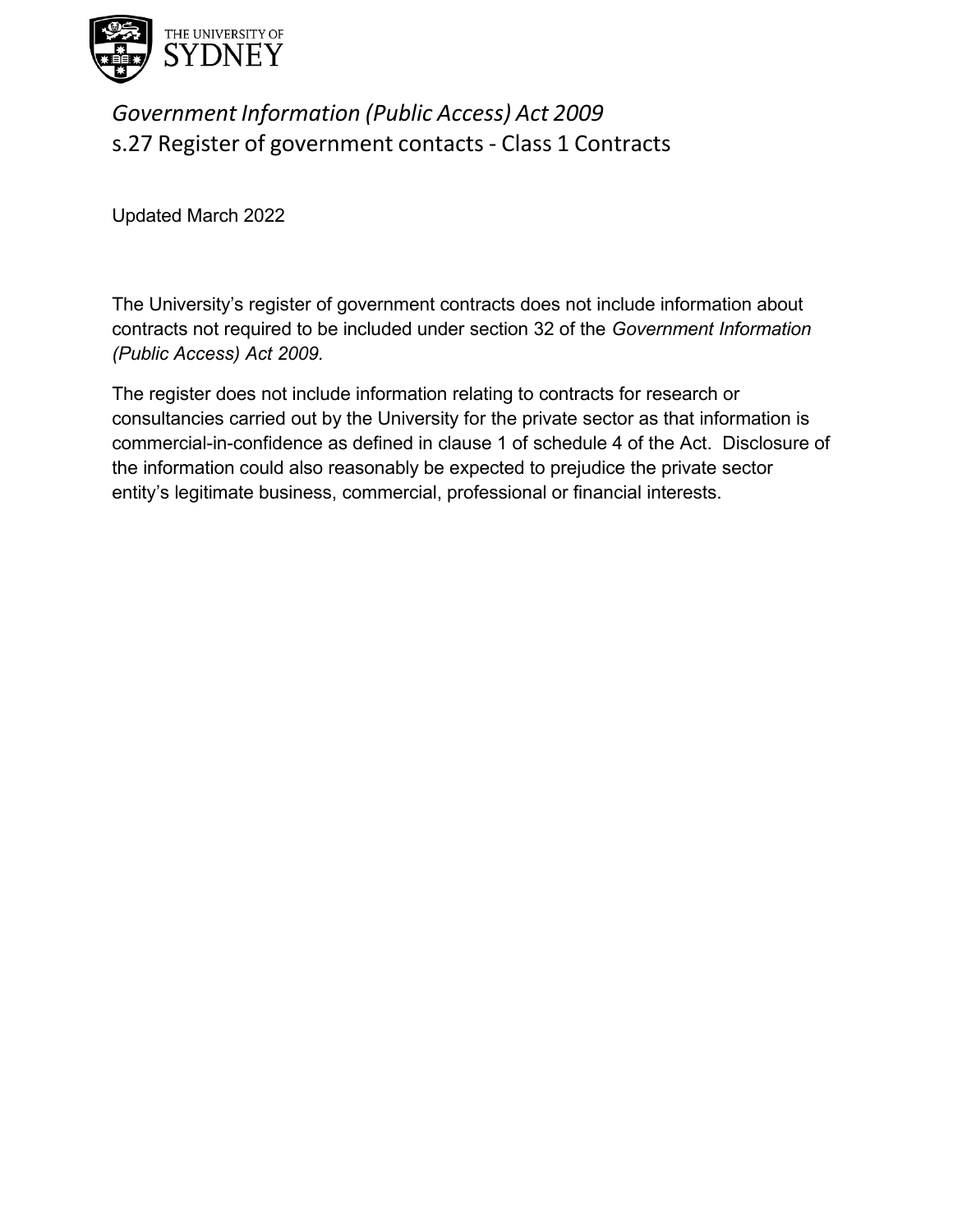THE UNIVERSITY OF SYDNEY

# *Government Information (Public Access) Act 2009*
## s.27 Register of government contacts - Class 1 Contracts

Updated March 2022

The University's register of government contracts does not include information about contracts not required to be included under section 32 of the *Government Information (Public Access) Act 2009.*

The register does not include information relating to contracts for research or consultancies carried out by the University for the private sector as that information is commercial-in-confidence as defined in clause 1 of schedule 4 of the Act. Disclosure of the information could also reasonably be expected to prejudice the private sector entity's legitimate business, commercial, professional or financial interests.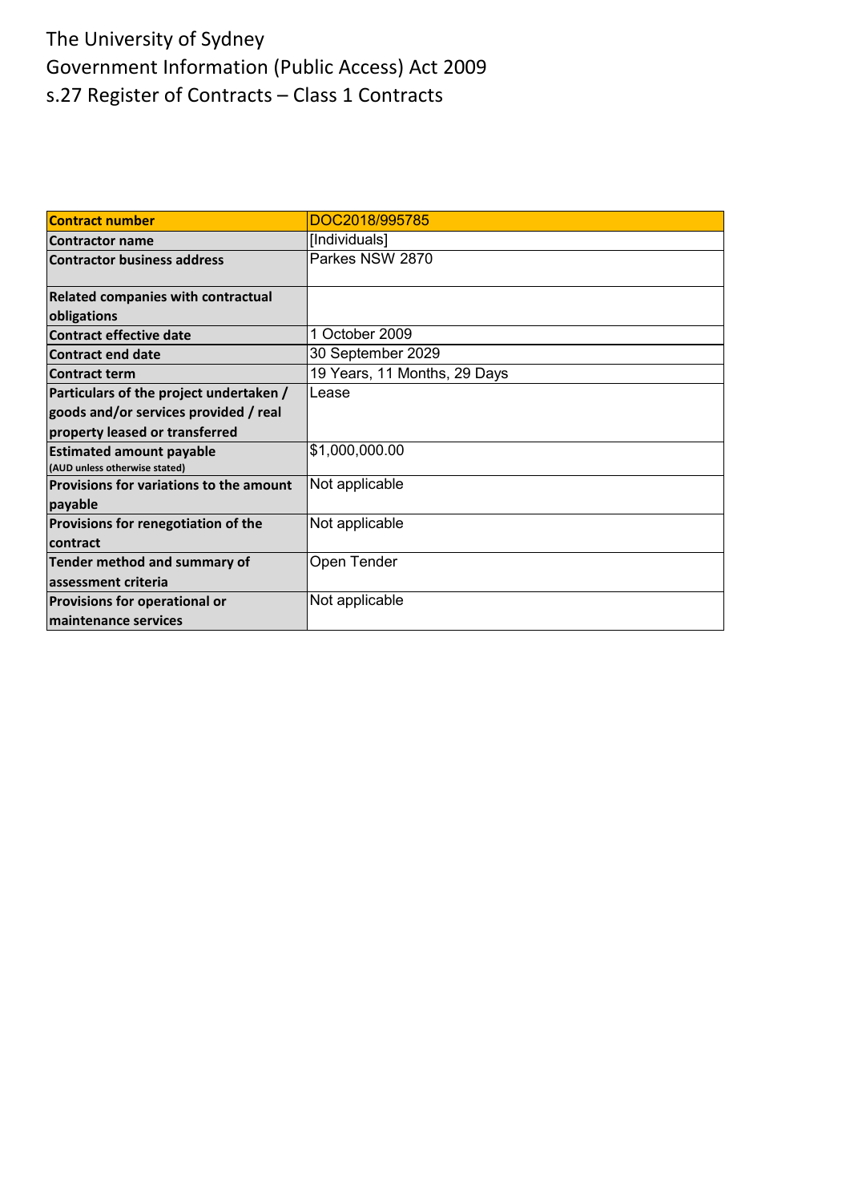The University of Sydney
Government Information (Public Access) Act 2009
s.27 Register of Contracts – Class 1 Contracts

| Contract number | DOC2018/995785 |
|---|---|
| Contractor name | [Individuals] |
| Contractor business address | Parkes NSW 2870 |
| Related companies with contractual obligations | |
| Contract effective date | 1 October 2009 |
| Contract end date | 30 September 2029 |
| Contract term | 19 Years, 11 Months, 29 Days |
| Particulars of the project undertaken / goods and/or services provided / real property leased or transferred | Lease |
| Estimated amount payable (AUD unless otherwise stated) | $1,000,000.00 |
| Provisions for variations to the amount payable | Not applicable |
| Provisions for renegotiation of the contract | Not applicable |
| Tender method and summary of assessment criteria | Open Tender |
| Provisions for operational or maintenance services | Not applicable |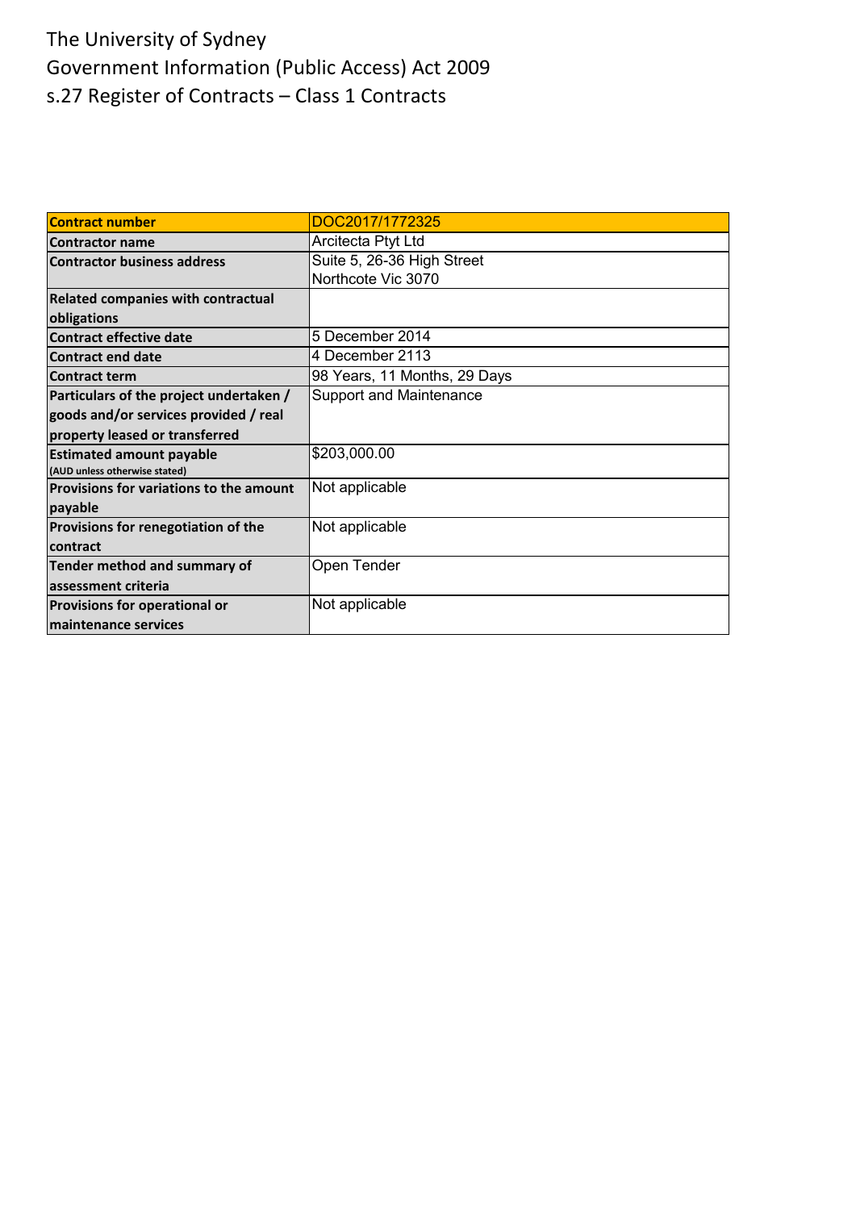# The University of Sydney
## Government Information (Public Access) Act 2009
## s.27 Register of Contracts – Class 1 Contracts

| **Contract number** | DOC2017/1772325 |
|---|---|
| **Contractor name** | Arcitecta Ptyt Ltd |
| **Contractor business address** | Suite 5, 26-36 High Street<br>Northcote Vic 3070 |
| **Related companies with contractual obligations** | |
| **Contract effective date** | 5 December 2014 |
| **Contract end date** | 4 December 2113 |
| **Contract term** | 98 Years, 11 Months, 29 Days |
| **Particulars of the project undertaken / goods and/or services provided / real property leased or transferred** | Support and Maintenance |
| **Estimated amount payable** (AUD unless otherwise stated) | $203,000.00 |
| **Provisions for variations to the amount payable** | Not applicable |
| **Provisions for renegotiation of the contract** | Not applicable |
| **Tender method and summary of assessment criteria** | Open Tender |
| **Provisions for operational or maintenance services** | Not applicable |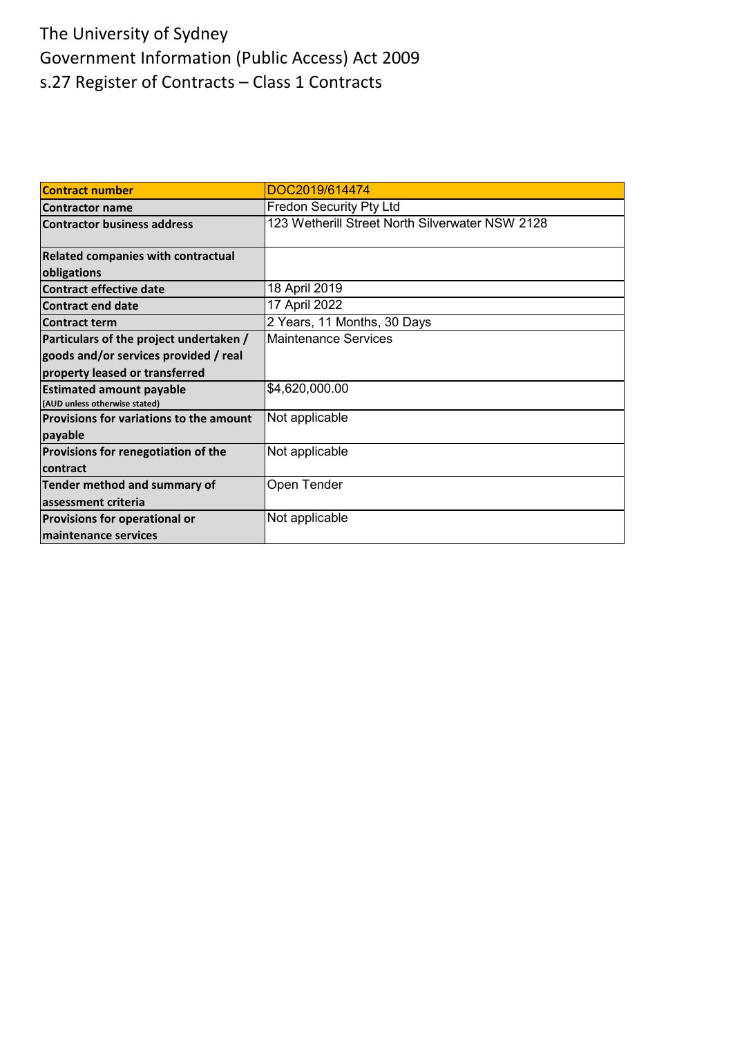# The University of Sydney
# Government Information (Public Access) Act 2009
# s.27 Register of Contracts – Class 1 Contracts

| Contract number | DOC2019/614474 |
|---|---|
| Contractor name | Fredon Security Pty Ltd |
| Contractor business address | 123 Wetherill Street North Silverwater NSW 2128 |
| Related companies with contractual obligations | |
| Contract effective date | 18 April 2019 |
| Contract end date | 17 April 2022 |
| Contract term | 2 Years, 11 Months, 30 Days |
| Particulars of the project undertaken / goods and/or services provided / real property leased or transferred | Maintenance Services |
| Estimated amount payable (AUD unless otherwise stated) | $4,620,000.00 |
| Provisions for variations to the amount payable | Not applicable |
| Provisions for renegotiation of the contract | Not applicable |
| Tender method and summary of assessment criteria | Open Tender |
| Provisions for operational or maintenance services | Not applicable |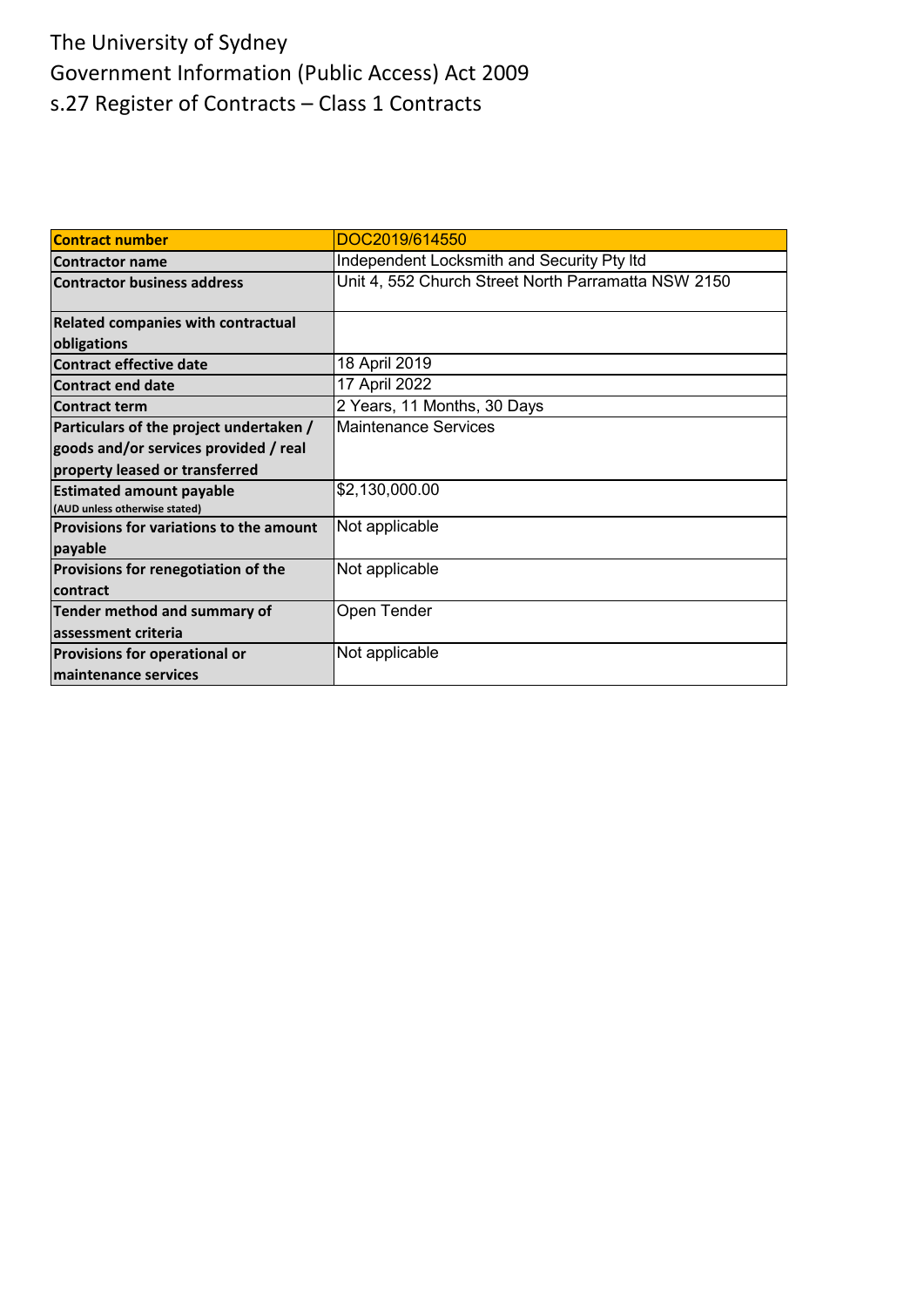The University of Sydney

Government Information (Public Access) Act 2009

s.27 Register of Contracts – Class 1 Contracts

| **Contract number** | DOC2019/614550 |
|---|---|
| **Contractor name** | Independent Locksmith and Security Pty ltd |
| **Contractor business address** | Unit 4, 552 Church Street North Parramatta NSW 2150 |
| **Related companies with contractual obligations** | |
| **Contract effective date** | 18 April 2019 |
| **Contract end date** | 17 April 2022 |
| **Contract term** | 2 Years, 11 Months, 30 Days |
| **Particulars of the project undertaken / goods and/or services provided / real property leased or transferred** | Maintenance Services |
| **Estimated amount payable** (AUD unless otherwise stated) | $2,130,000.00 |
| **Provisions for variations to the amount payable** | Not applicable |
| **Provisions for renegotiation of the contract** | Not applicable |
| **Tender method and summary of assessment criteria** | Open Tender |
| **Provisions for operational or maintenance services** | Not applicable |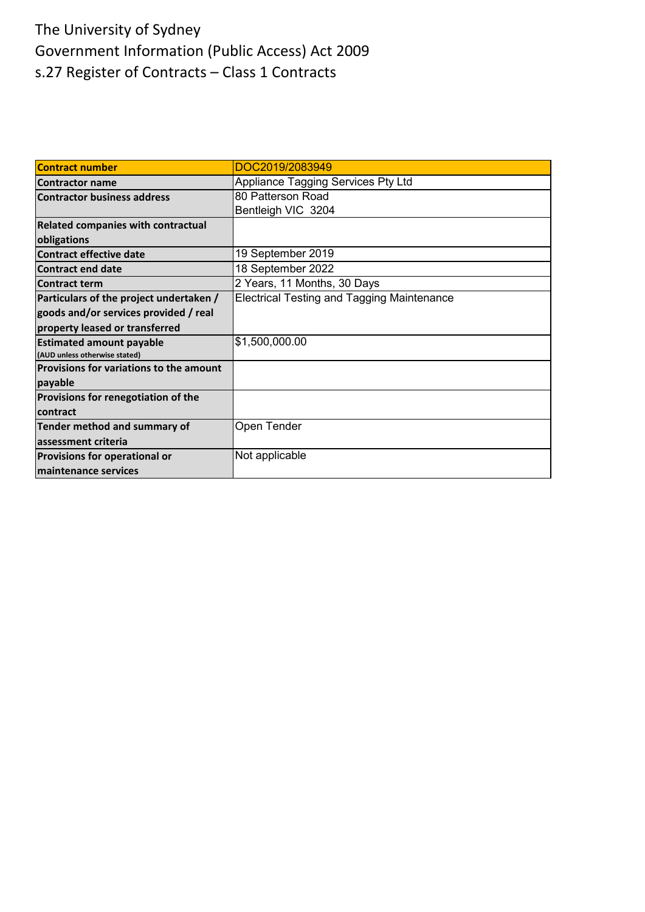The University of Sydney

Government Information (Public Access) Act 2009

s.27 Register of Contracts – Class 1 Contracts

| **Contract number** | DOC2019/2083949 |
| --- | --- |
| **Contractor name** | Appliance Tagging Services Pty Ltd |
| **Contractor business address** | 80 Patterson Road<br>Bentleigh VIC 3204 |
| **Related companies with contractual obligations** | |
| **Contract effective date** | 19 September 2019 |
| **Contract end date** | 18 September 2022 |
| **Contract term** | 2 Years, 11 Months, 30 Days |
| **Particulars of the project undertaken / goods and/or services provided / real property leased or transferred** | Electrical Testing and Tagging Maintenance |
| **Estimated amount payable** (AUD unless otherwise stated) | $1,500,000.00 |
| **Provisions for variations to the amount payable** | |
| **Provisions for renegotiation of the contract** | |
| **Tender method and summary of assessment criteria** | Open Tender |
| **Provisions for operational or maintenance services** | Not applicable |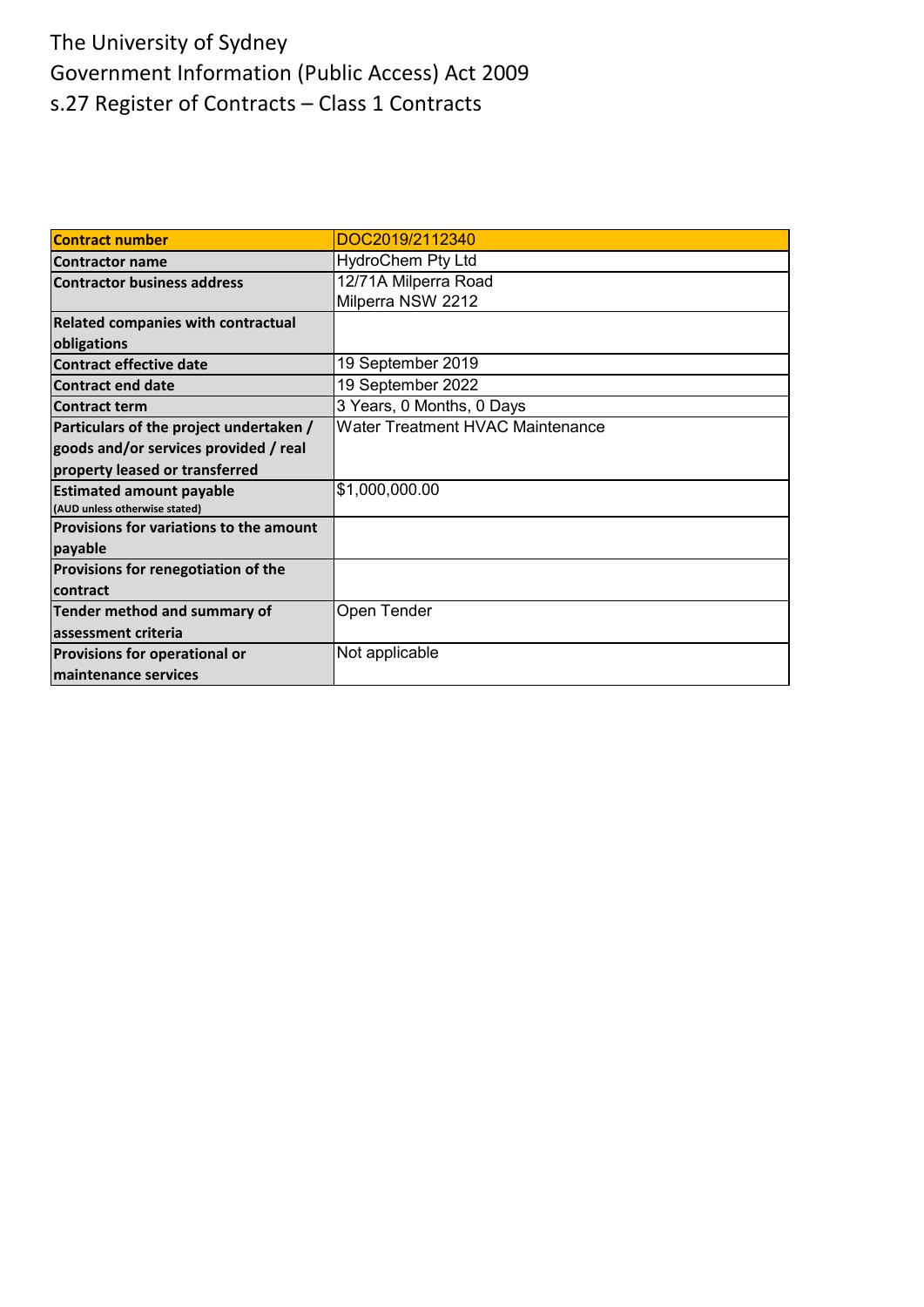The University of Sydney
Government Information (Public Access) Act 2009
s.27 Register of Contracts – Class 1 Contracts

| **Contract number** | DOC2019/2112340 |
|---|---|
| **Contractor name** | HydroChem Pty Ltd |
| **Contractor business address** | 12/71A Milperra Road<br>Milperra NSW 2212 |
| **Related companies with contractual obligations** | |
| **Contract effective date** | 19 September 2019 |
| **Contract end date** | 19 September 2022 |
| **Contract term** | 3 Years, 0 Months, 0 Days |
| **Particulars of the project undertaken / goods and/or services provided / real property leased or transferred** | Water Treatment HVAC Maintenance |
| **Estimated amount payable** (AUD unless otherwise stated) | $1,000,000.00 |
| **Provisions for variations to the amount payable** | |
| **Provisions for renegotiation of the contract** | |
| **Tender method and summary of assessment criteria** | Open Tender |
| **Provisions for operational or maintenance services** | Not applicable |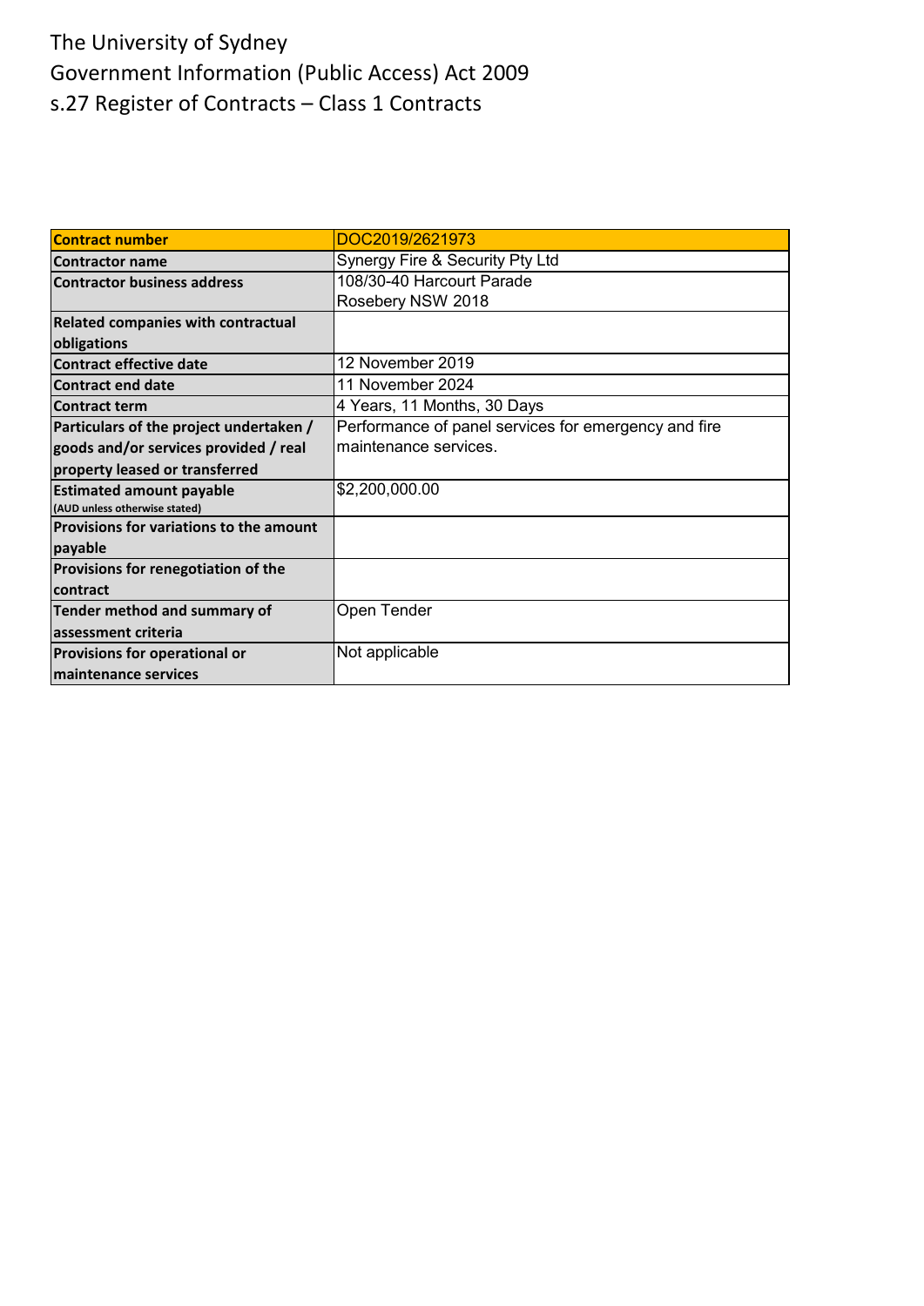The University of Sydney
Government Information (Public Access) Act 2009
s.27 Register of Contracts – Class 1 Contracts

| **Contract number** | DOC2019/2621973 |
|---|---|
| **Contractor name** | Synergy Fire & Security Pty Ltd |
| **Contractor business address** | 108/30-40 Harcourt Parade<br>Rosebery NSW 2018 |
| **Related companies with contractual obligations** | |
| **Contract effective date** | 12 November 2019 |
| **Contract end date** | 11 November 2024 |
| **Contract term** | 4 Years, 11 Months, 30 Days |
| **Particulars of the project undertaken / goods and/or services provided / real property leased or transferred** | Performance of panel services for emergency and fire maintenance services. |
| **Estimated amount payable** (AUD unless otherwise stated) | $2,200,000.00 |
| **Provisions for variations to the amount payable** | |
| **Provisions for renegotiation of the contract** | |
| **Tender method and summary of assessment criteria** | Open Tender |
| **Provisions for operational or maintenance services** | Not applicable |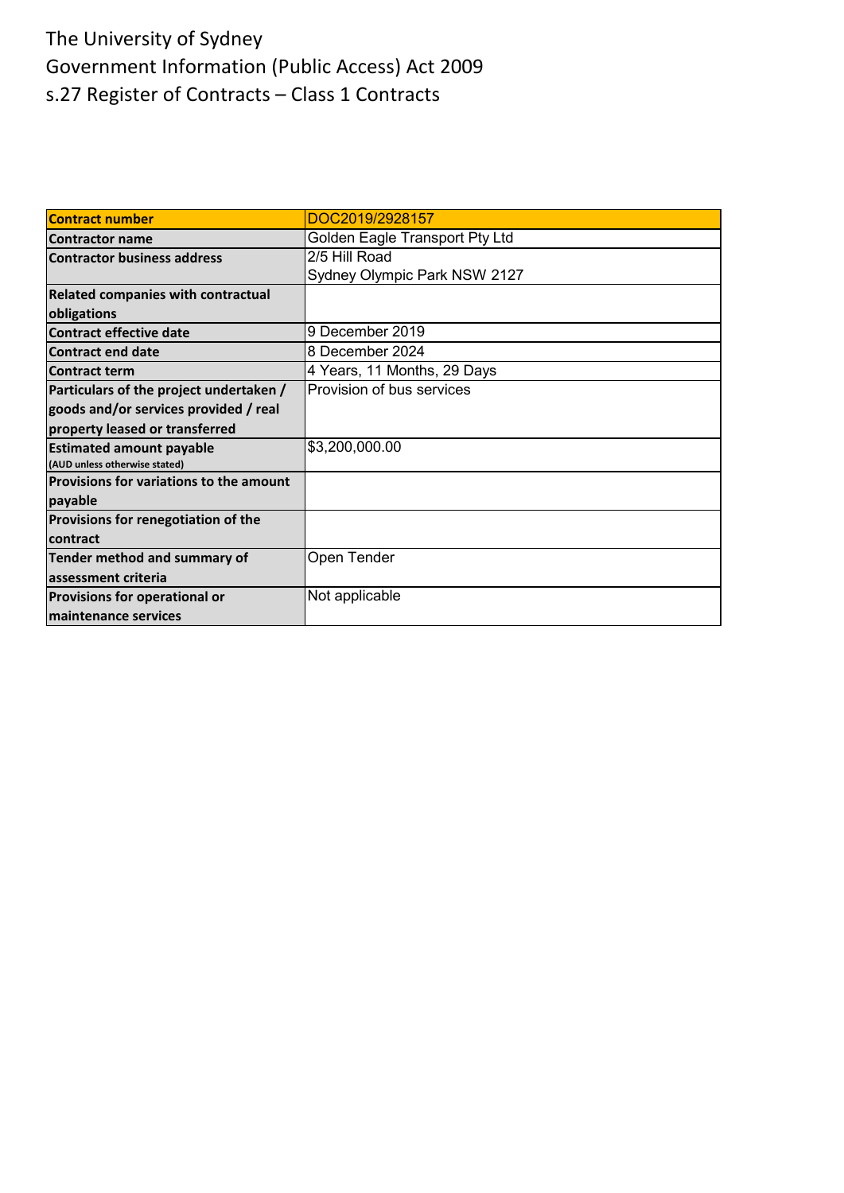The University of Sydney

Government Information (Public Access) Act 2009

s.27 Register of Contracts – Class 1 Contracts

| **Contract number** | DOC2019/2928157 |
|---|---|
| **Contractor name** | Golden Eagle Transport Pty Ltd |
| **Contractor business address** | 2/5 Hill Road<br>Sydney Olympic Park NSW 2127 |
| **Related companies with contractual obligations** | |
| **Contract effective date** | 9 December 2019 |
| **Contract end date** | 8 December 2024 |
| **Contract term** | 4 Years, 11 Months, 29 Days |
| **Particulars of the project undertaken / goods and/or services provided / real property leased or transferred** | Provision of bus services |
| **Estimated amount payable** (AUD unless otherwise stated) | $3,200,000.00 |
| **Provisions for variations to the amount payable** | |
| **Provisions for renegotiation of the contract** | |
| **Tender method and summary of assessment criteria** | Open Tender |
| **Provisions for operational or maintenance services** | Not applicable |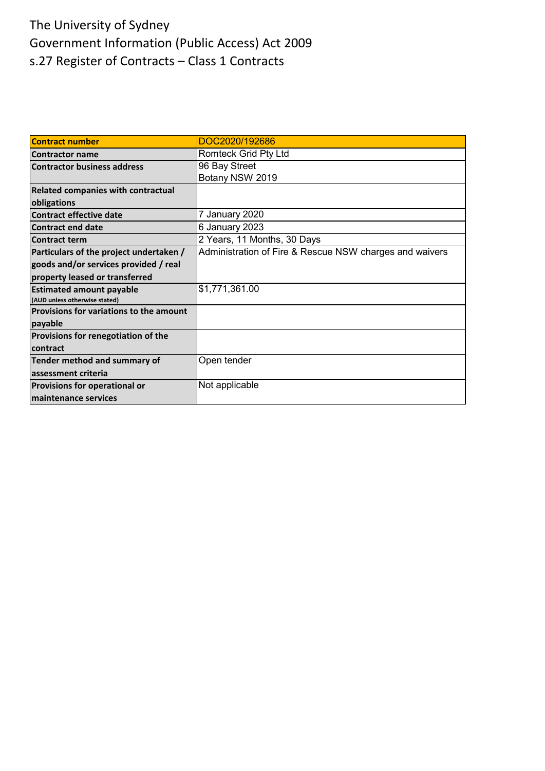The University of Sydney
Government Information (Public Access) Act 2009
s.27 Register of Contracts – Class 1 Contracts

| **Contract number** | DOC2020/192686 |
|---|---|
| **Contractor name** | Romteck Grid Pty Ltd |
| **Contractor business address** | 96 Bay Street<br>Botany NSW 2019 |
| **Related companies with contractual obligations** | |
| **Contract effective date** | 7 January 2020 |
| **Contract end date** | 6 January 2023 |
| **Contract term** | 2 Years, 11 Months, 30 Days |
| **Particulars of the project undertaken / goods and/or services provided / real property leased or transferred** | Administration of Fire & Rescue NSW charges and waivers |
| **Estimated amount payable** (AUD unless otherwise stated) | $1,771,361.00 |
| **Provisions for variations to the amount payable** | |
| **Provisions for renegotiation of the contract** | |
| **Tender method and summary of assessment criteria** | Open tender |
| **Provisions for operational or maintenance services** | Not applicable |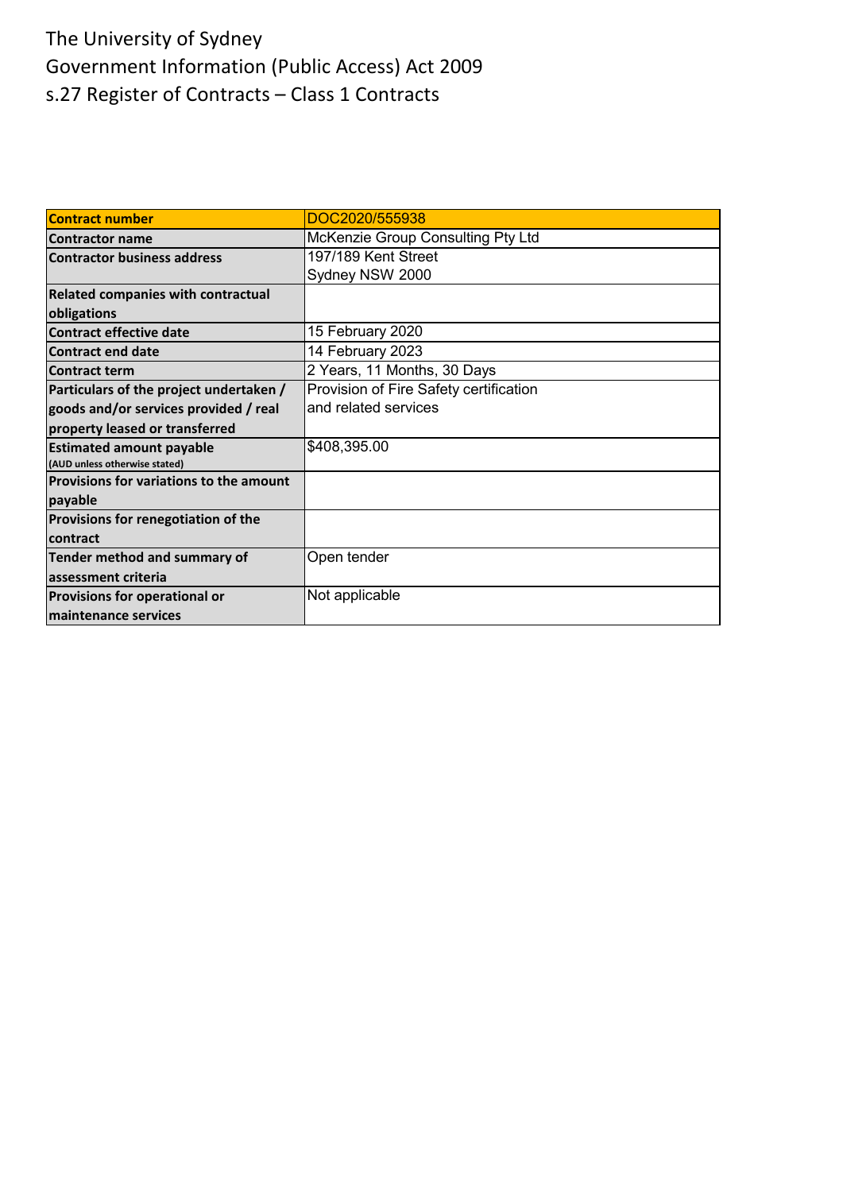The University of Sydney
Government Information (Public Access) Act 2009
s.27 Register of Contracts – Class 1 Contracts

| | |
|---|---|
| **Contract number** | DOC2020/555938 |
| **Contractor name** | McKenzie Group Consulting Pty Ltd |
| **Contractor business address** | 197/189 Kent Street<br>Sydney NSW 2000 |
| **Related companies with contractual obligations** | |
| **Contract effective date** | 15 February 2020 |
| **Contract end date** | 14 February 2023 |
| **Contract term** | 2 Years, 11 Months, 30 Days |
| **Particulars of the project undertaken / goods and/or services provided / real property leased or transferred** | Provision of Fire Safety certification and related services |
| **Estimated amount payable** (AUD unless otherwise stated) | $408,395.00 |
| **Provisions for variations to the amount payable** | |
| **Provisions for renegotiation of the contract** | |
| **Tender method and summary of assessment criteria** | Open tender |
| **Provisions for operational or maintenance services** | Not applicable |